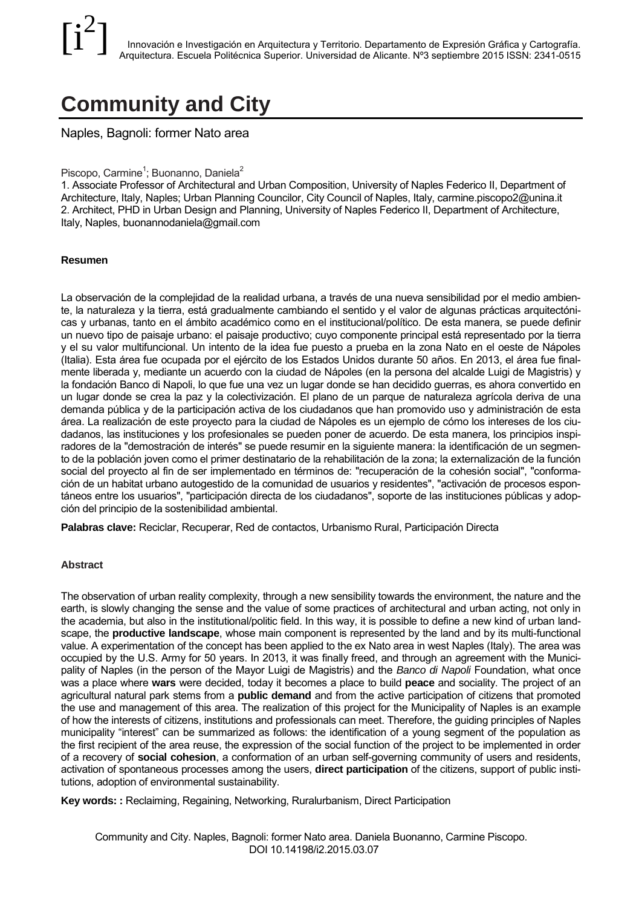# Community and City

Naples, Bagnoli: former Nato area

Piscopo, Carmine[1]; Buonanno, Daniela[2]

1. Associate Professor of Architectural and Urban Composition, University of Naples Federico II, Department of Architecture, Italy, Naples; Urban Planning Councilor, City Council of Naples, Italy, carmine.piscopo2@unina.it
2. Architect, PHD in Urban Design and Planning, University of Naples Federico II, Department of Architecture, Italy, Naples, buonannodaniela@gmail.com

#### Resumen

La observación de la complejidad de la realidad urbana, a través de una nueva sensibilidad por el medio ambiente, la naturaleza y la tierra, está gradualmente cambiando el sentido y el valor de algunas prácticas arquitectónicas y urbanas, tanto en el ámbito académico como en el institucional/político. De esta manera, se puede definir un nuevo tipo de paisaje urbano: el paisaje productivo; cuyo componente principal está representado por la tierra y el su valor multifuncional. Un intento de la idea fue puesto a prueba en la zona Nato en el oeste de Nápoles (Italia). Esta área fue ocupada por el ejército de los Estados Unidos durante 50 años. En 2013, el área fue finalmente liberada y, mediante un acuerdo con la ciudad de Nápoles (en la persona del alcalde Luigi de Magistris) y la fondación Banco di Napoli, lo que fue una vez un lugar donde se han decidido guerras, es ahora convertido en un lugar donde se crea la paz y la colectivización. El plano de un parque de naturaleza agrícola deriva de una demanda pública y de la participación activa de los ciudadanos que han promovido uso y administración de esta área. La realización de este proyecto para la ciudad de Nápoles es un ejemplo de cómo los intereses de los ciudadanos, las instituciones y los profesionales se pueden poner de acuerdo. De esta manera, los principios inspiradores de la "demostración de interés" se puede resumir en la siguiente manera: la identificación de un segmento de la población joven como el primer destinatario de la rehabilitación de la zona; la externalización de la función social del proyecto al fin de ser implementado en términos de: "recuperación de la cohesión social", "conformación de un habitat urbano autogestido de la comunidad de usuarios y residentes", "activación de procesos espontáneos entre los usuarios", "participación directa de los ciudadanos", soporte de las instituciones públicas y adopción del principio de la sostenibilidad ambiental.

**Palabras clave:** Reciclar, Recuperar, Red de contactos, Urbanismo Rural, Participación Directa

#### Abstract

The observation of urban reality complexity, through a new sensibility towards the environment, the nature and the earth, is slowly changing the sense and the value of some practices of architectural and urban acting, not only in the academia, but also in the institutional/politic field. In this way, it is possible to define a new kind of urban landscape, the **productive landscape**, whose main component is represented by the land and by its multi-functional value. A experimentation of the concept has been applied to the ex Nato area in west Naples (Italy). The area was occupied by the U.S. Army for 50 years. In 2013, it was finally freed, and through an agreement with the Municipality of Naples (in the person of the Mayor Luigi de Magistris) and the *Banco di Napoli* Foundation, what once was a place where **wars** were decided, today it becomes a place to build **peace** and sociality. The project of an agricultural natural park stems from a **public demand** and from the active participation of citizens that promoted the use and management of this area. The realization of this project for the Municipality of Naples is an example of how the interests of citizens, institutions and professionals can meet. Therefore, the guiding principles of Naples municipality "interest" can be summarized as follows: the identification of a young segment of the population as the first recipient of the area reuse, the expression of the social function of the project to be implemented in order of a recovery of **social cohesion**, a conformation of an urban self-governing community of users and residents, activation of spontaneous processes among the users, **direct participation** of the citizens, support of public institutions, adoption of environmental sustainability.

**Key words: :** Reclaiming, Regaining, Networking, Ruralurbanism, Direct Participation

Community and City. Naples, Bagnoli: former Nato area. Daniela Buonanno, Carmine Piscopo.
DOI 10.14198/i2.2015.03.07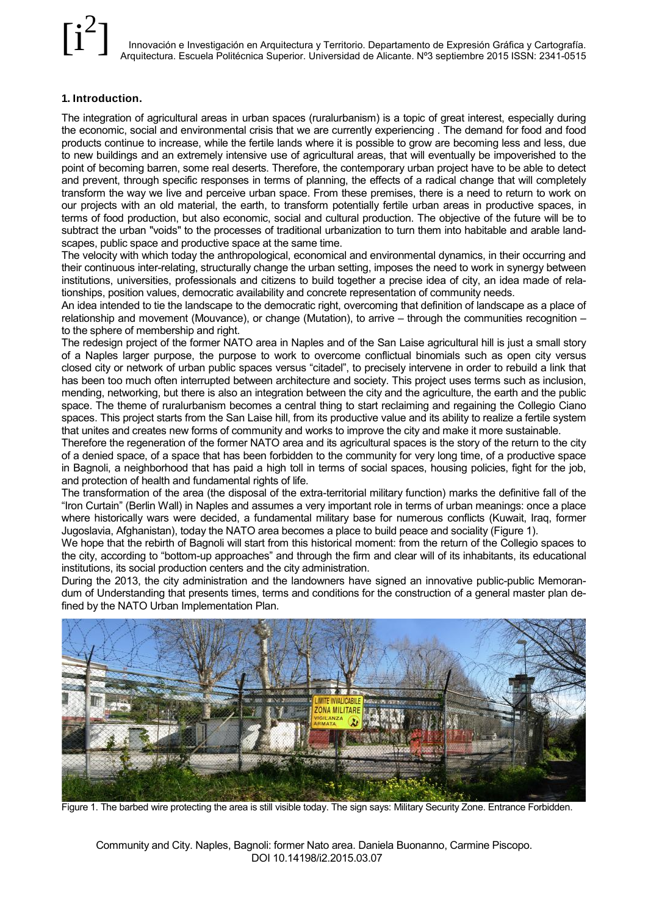## 1. Introduction.

The integration of agricultural areas in urban spaces (ruralurbanism) is a topic of great interest, especially during the economic, social and environmental crisis that we are currently experiencing . The demand for food and food products continue to increase, while the fertile lands where it is possible to grow are becoming less and less, due to new buildings and an extremely intensive use of agricultural areas, that will eventually be impoverished to the point of becoming barren, some real deserts. Therefore, the contemporary urban project have to be able to detect and prevent, through specific responses in terms of planning, the effects of a radical change that will completely transform the way we live and perceive urban space. From these premises, there is a need to return to work on our projects with an old material, the earth, to transform potentially fertile urban areas in productive spaces, in terms of food production, but also economic, social and cultural production. The objective of the future will be to subtract the urban "voids" to the processes of traditional urbanization to turn them into habitable and arable land-scapes, public space and productive space at the same time.

The velocity with which today the anthropological, economical and environmental dynamics, in their occurring and their continuous inter-relating, structurally change the urban setting, imposes the need to work in synergy between institutions, universities, professionals and citizens to build together a precise idea of city, an idea made of relationships, position values, democratic availability and concrete representation of community needs.

An idea intended to tie the landscape to the democratic right, overcoming that definition of landscape as a place of relationship and movement (Mouvance), or change (Mutation), to arrive – through the communities recognition – to the sphere of membership and right.

The redesign project of the former NATO area in Naples and of the San Laise agricultural hill is just a small story of a Naples larger purpose, the purpose to work to overcome conflictual binomials such as open city versus closed city or network of urban public spaces versus "citadel", to precisely intervene in order to rebuild a link that has been too much often interrupted between architecture and society. This project uses terms such as inclusion, mending, networking, but there is also an integration between the city and the agriculture, the earth and the public space. The theme of ruralurbanism becomes a central thing to start reclaiming and regaining the Collegio Ciano spaces. This project starts from the San Laise hill, from its productive value and its ability to realize a fertile system that unites and creates new forms of community and works to improve the city and make it more sustainable.

Therefore the regeneration of the former NATO area and its agricultural spaces is the story of the return to the city of a denied space, of a space that has been forbidden to the community for very long time, of a productive space in Bagnoli, a neighborhood that has paid a high toll in terms of social spaces, housing policies, fight for the job, and protection of health and fundamental rights of life.

The transformation of the area (the disposal of the extra-territorial military function) marks the definitive fall of the "Iron Curtain" (Berlin Wall) in Naples and assumes a very important role in terms of urban meanings: once a place where historically wars were decided, a fundamental military base for numerous conflicts (Kuwait, Iraq, former Jugoslavia, Afghanistan), today the NATO area becomes a place to build peace and sociality (Figure 1).

We hope that the rebirth of Bagnoli will start from this historical moment: from the return of the Collegio spaces to the city, according to "bottom-up approaches" and through the firm and clear will of its inhabitants, its educational institutions, its social production centers and the city administration.

During the 2013, the city administration and the landowners have signed an innovative public-public Memorandum of Understanding that presents times, terms and conditions for the construction of a general master plan defined by the NATO Urban Implementation Plan.

Figure 1. The barbed wire protecting the area is still visible today. The sign says: Military Security Zone. Entrance Forbidden.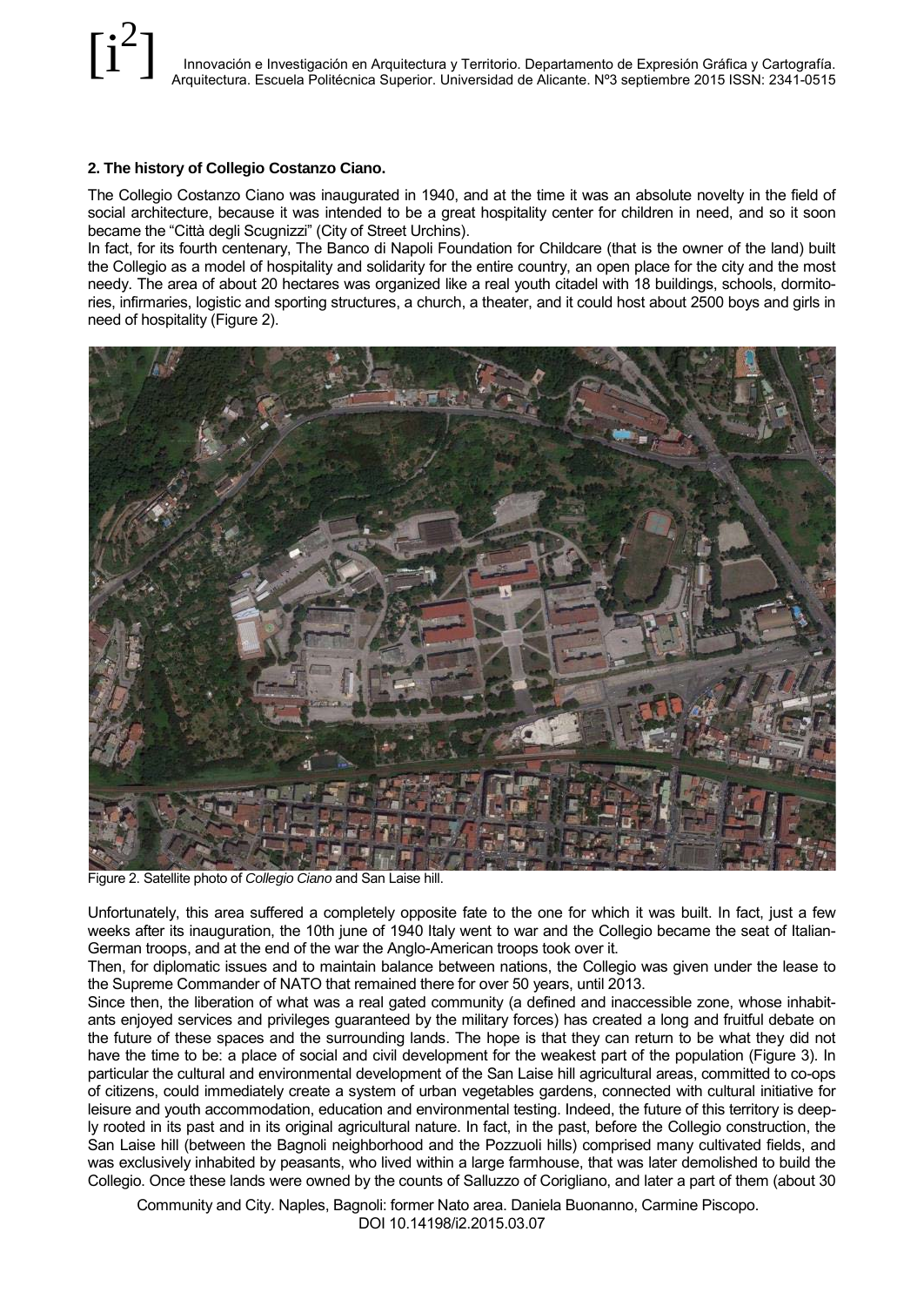**2. The history of Collegio Costanzo Ciano.**

The Collegio Costanzo Ciano was inaugurated in 1940, and at the time it was an absolute novelty in the field of social architecture, because it was intended to be a great hospitality center for children in need, and so it soon became the "Città degli Scugnizzi" (City of Street Urchins).

In fact, for its fourth centenary, The Banco di Napoli Foundation for Childcare (that is the owner of the land) built the Collegio as a model of hospitality and solidarity for the entire country, an open place for the city and the most needy. The area of about 20 hectares was organized like a real youth citadel with 18 buildings, schools, dormitories, infirmaries, logistic and sporting structures, a church, a theater, and it could host about 2500 boys and girls in need of hospitality (Figure 2).

Figure 2. Satellite photo of *Collegio Ciano* and San Laise hill.

Unfortunately, this area suffered a completely opposite fate to the one for which it was built. In fact, just a few weeks after its inauguration, the 10th june of 1940 Italy went to war and the Collegio became the seat of Italian-German troops, and at the end of the war the Anglo-American troops took over it.

Then, for diplomatic issues and to maintain balance between nations, the Collegio was given under the lease to the Supreme Commander of NATO that remained there for over 50 years, until 2013.

Since then, the liberation of what was a real gated community (a defined and inaccessible zone, whose inhabitants enjoyed services and privileges guaranteed by the military forces) has created a long and fruitful debate on the future of these spaces and the surrounding lands. The hope is that they can return to be what they did not have the time to be: a place of social and civil development for the weakest part of the population (Figure 3). In particular the cultural and environmental development of the San Laise hill agricultural areas, committed to co-ops of citizens, could immediately create a system of urban vegetables gardens, connected with cultural initiative for leisure and youth accommodation, education and environmental testing. Indeed, the future of this territory is deeply rooted in its past and in its original agricultural nature. In fact, in the past, before the Collegio construction, the San Laise hill (between the Bagnoli neighborhood and the Pozzuoli hills) comprised many cultivated fields, and was exclusively inhabited by peasants, who lived within a large farmhouse, that was later demolished to build the Collegio. Once these lands were owned by the counts of Salluzzo of Corigliano, and later a part of them (about 30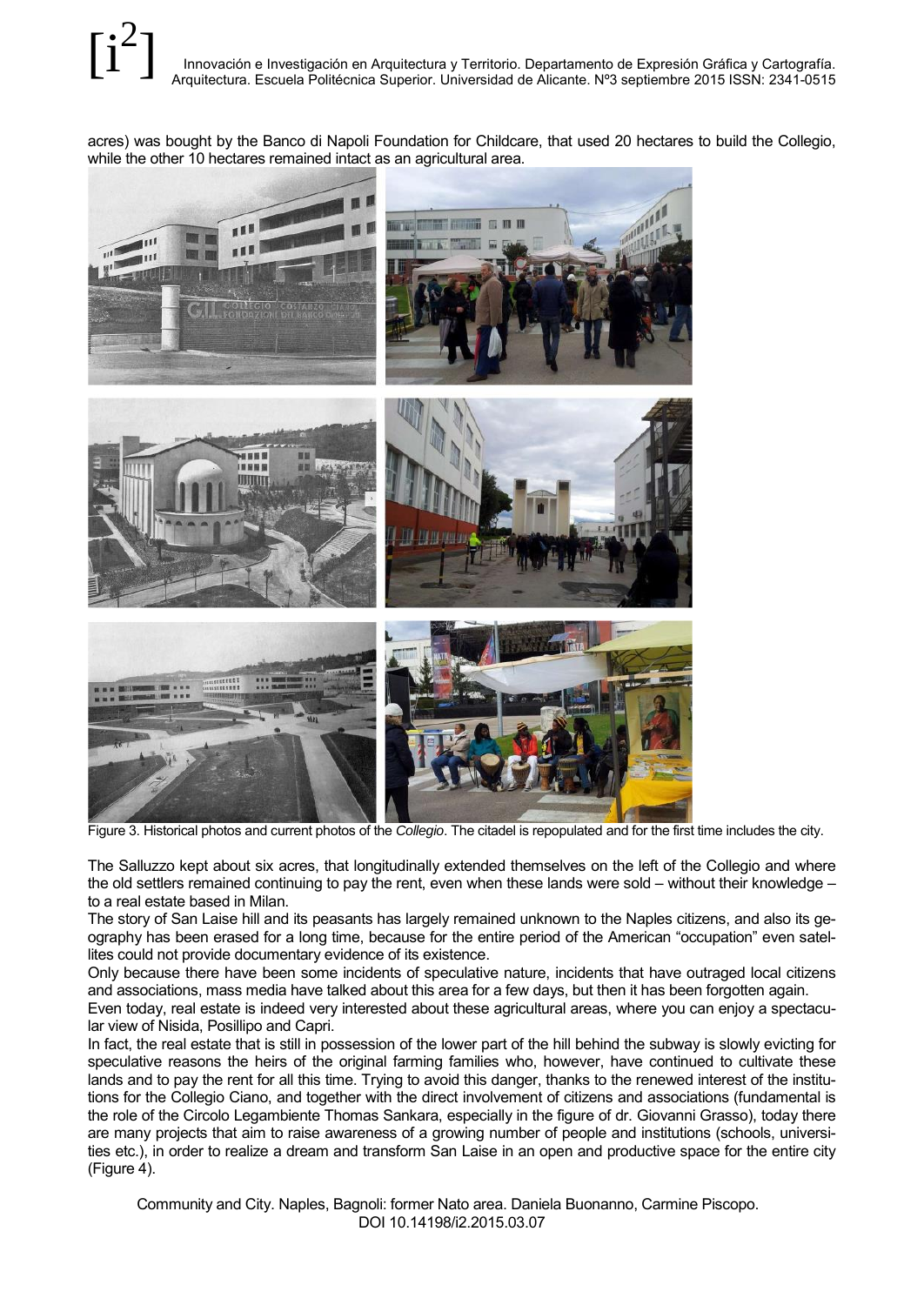acres) was bought by the Banco di Napoli Foundation for Childcare, that used 20 hectares to build the Collegio, while the other 10 hectares remained intact as an agricultural area.

Figure 3. Historical photos and current photos of the *Collegio*. The citadel is repopulated and for the first time includes the city.

The Salluzzo kept about six acres, that longitudinally extended themselves on the left of the Collegio and where the old settlers remained continuing to pay the rent, even when these lands were sold – without their knowledge – to a real estate based in Milan.

The story of San Laise hill and its peasants has largely remained unknown to the Naples citizens, and also its geography has been erased for a long time, because for the entire period of the American "occupation" even satellites could not provide documentary evidence of its existence.

Only because there have been some incidents of speculative nature, incidents that have outraged local citizens and associations, mass media have talked about this area for a few days, but then it has been forgotten again.

Even today, real estate is indeed very interested about these agricultural areas, where you can enjoy a spectacular view of Nisida, Posillipo and Capri.

In fact, the real estate that is still in possession of the lower part of the hill behind the subway is slowly evicting for speculative reasons the heirs of the original farming families who, however, have continued to cultivate these lands and to pay the rent for all this time. Trying to avoid this danger, thanks to the renewed interest of the institutions for the Collegio Ciano, and together with the direct involvement of citizens and associations (fundamental is the role of the Circolo Legambiente Thomas Sankara, especially in the figure of dr. Giovanni Grasso), today there are many projects that aim to raise awareness of a growing number of people and institutions (schools, universities etc.), in order to realize a dream and transform San Laise in an open and productive space for the entire city (Figure 4).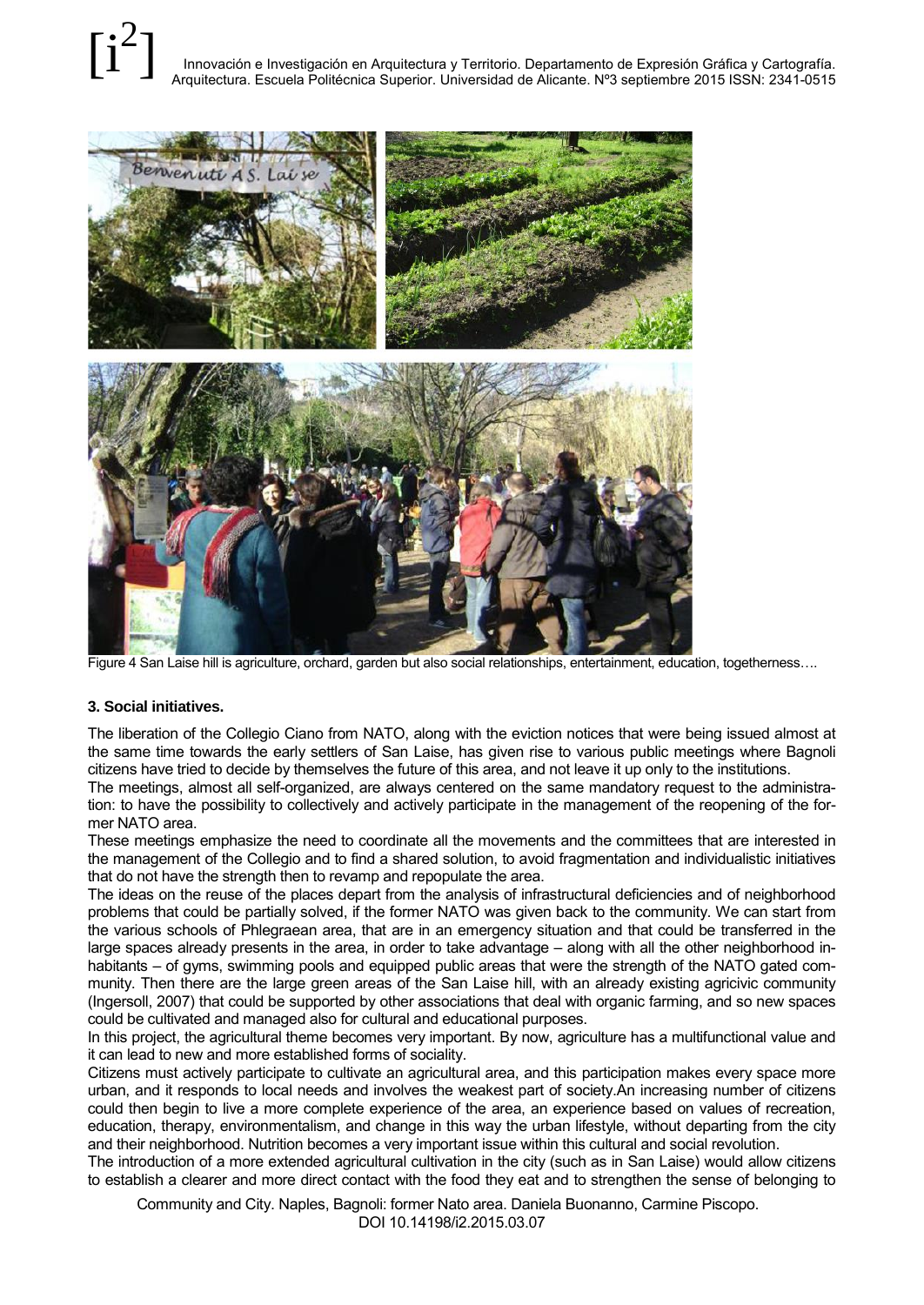Figure 4 San Laise hill is agriculture, orchard, garden but also social relationships, entertainment, education, togetherness….

### 3. Social initiatives.

The liberation of the Collegio Ciano from NATO, along with the eviction notices that were being issued almost at the same time towards the early settlers of San Laise, has given rise to various public meetings where Bagnoli citizens have tried to decide by themselves the future of this area, and not leave it up only to the institutions.

The meetings, almost all self-organized, are always centered on the same mandatory request to the administration: to have the possibility to collectively and actively participate in the management of the reopening of the former NATO area.

These meetings emphasize the need to coordinate all the movements and the committees that are interested in the management of the Collegio and to find a shared solution, to avoid fragmentation and individualistic initiatives that do not have the strength then to revamp and repopulate the area.

The ideas on the reuse of the places depart from the analysis of infrastructural deficiencies and of neighborhood problems that could be partially solved, if the former NATO was given back to the community. We can start from the various schools of Phlegraean area, that are in an emergency situation and that could be transferred in the large spaces already presents in the area, in order to take advantage – along with all the other neighborhood inhabitants – of gyms, swimming pools and equipped public areas that were the strength of the NATO gated community. Then there are the large green areas of the San Laise hill, with an already existing agricivic community (Ingersoll, 2007) that could be supported by other associations that deal with organic farming, and so new spaces could be cultivated and managed also for cultural and educational purposes.

In this project, the agricultural theme becomes very important. By now, agriculture has a multifunctional value and it can lead to new and more established forms of sociality.

Citizens must actively participate to cultivate an agricultural area, and this participation makes every space more urban, and it responds to local needs and involves the weakest part of society.An increasing number of citizens could then begin to live a more complete experience of the area, an experience based on values of recreation, education, therapy, environmentalism, and change in this way the urban lifestyle, without departing from the city and their neighborhood. Nutrition becomes a very important issue within this cultural and social revolution.

The introduction of a more extended agricultural cultivation in the city (such as in San Laise) would allow citizens to establish a clearer and more direct contact with the food they eat and to strengthen the sense of belonging to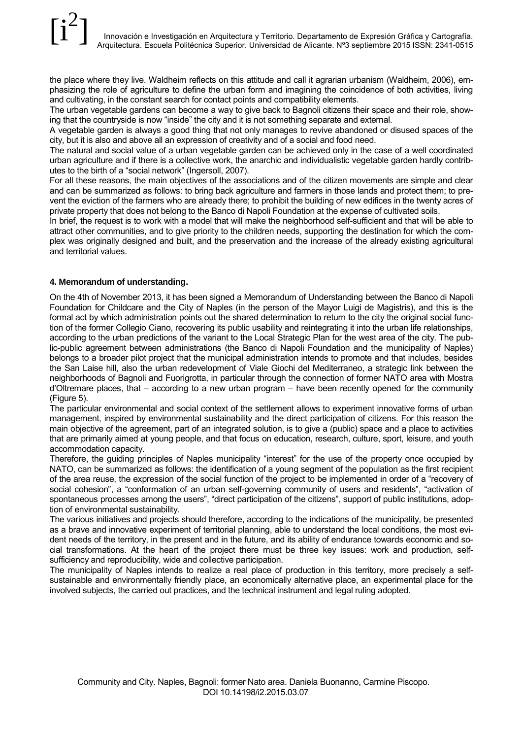the place where they live. Waldheim reflects on this attitude and call it agrarian urbanism (Waldheim, 2006), emphasizing the role of agriculture to define the urban form and imagining the coincidence of both activities, living and cultivating, in the constant search for contact points and compatibility elements.

The urban vegetable gardens can become a way to give back to Bagnoli citizens their space and their role, showing that the countryside is now "inside" the city and it is not something separate and external.

A vegetable garden is always a good thing that not only manages to revive abandoned or disused spaces of the city, but it is also and above all an expression of creativity and of a social and food need.

The natural and social value of a urban vegetable garden can be achieved only in the case of a well coordinated urban agriculture and if there is a collective work, the anarchic and individualistic vegetable garden hardly contributes to the birth of a "social network" (Ingersoll, 2007).

For all these reasons, the main objectives of the associations and of the citizen movements are simple and clear and can be summarized as follows: to bring back agriculture and farmers in those lands and protect them; to prevent the eviction of the farmers who are already there; to prohibit the building of new edifices in the twenty acres of private property that does not belong to the Banco di Napoli Foundation at the expense of cultivated soils.

In brief, the request is to work with a model that will make the neighborhood self-sufficient and that will be able to attract other communities, and to give priority to the children needs, supporting the destination for which the complex was originally designed and built, and the preservation and the increase of the already existing agricultural and territorial values.

#### 4. Memorandum of understanding.

On the 4th of November 2013, it has been signed a Memorandum of Understanding between the Banco di Napoli Foundation for Childcare and the City of Naples (in the person of the Mayor Luigi de Magistris), and this is the formal act by which administration points out the shared determination to return to the city the original social function of the former Collegio Ciano, recovering its public usability and reintegrating it into the urban life relationships, according to the urban predictions of the variant to the Local Strategic Plan for the west area of the city. The public-public agreement between administrations (the Banco di Napoli Foundation and the municipality of Naples) belongs to a broader pilot project that the municipal administration intends to promote and that includes, besides the San Laise hill, also the urban redevelopment of Viale Giochi del Mediterraneo, a strategic link between the neighborhoods of Bagnoli and Fuorigrotta, in particular through the connection of former NATO area with Mostra d'Oltremare places, that – according to a new urban program – have been recently opened for the community (Figure 5).

The particular environmental and social context of the settlement allows to experiment innovative forms of urban management, inspired by environmental sustainability and the direct participation of citizens. For this reason the main objective of the agreement, part of an integrated solution, is to give a (public) space and a place to activities that are primarily aimed at young people, and that focus on education, research, culture, sport, leisure, and youth accommodation capacity.

Therefore, the guiding principles of Naples municipality "interest" for the use of the property once occupied by NATO, can be summarized as follows: the identification of a young segment of the population as the first recipient of the area reuse, the expression of the social function of the project to be implemented in order of a "recovery of social cohesion", a "conformation of an urban self-governing community of users and residents", "activation of spontaneous processes among the users", "direct participation of the citizens", support of public institutions, adoption of environmental sustainability.

The various initiatives and projects should therefore, according to the indications of the municipality, be presented as a brave and innovative experiment of territorial planning, able to understand the local conditions, the most evident needs of the territory, in the present and in the future, and its ability of endurance towards economic and social transformations. At the heart of the project there must be three key issues: work and production, self-sufficiency and reproducibility, wide and collective participation.

The municipality of Naples intends to realize a real place of production in this territory, more precisely a self-sustainable and environmentally friendly place, an economically alternative place, an experimental place for the involved subjects, the carried out practices, and the technical instrument and legal ruling adopted.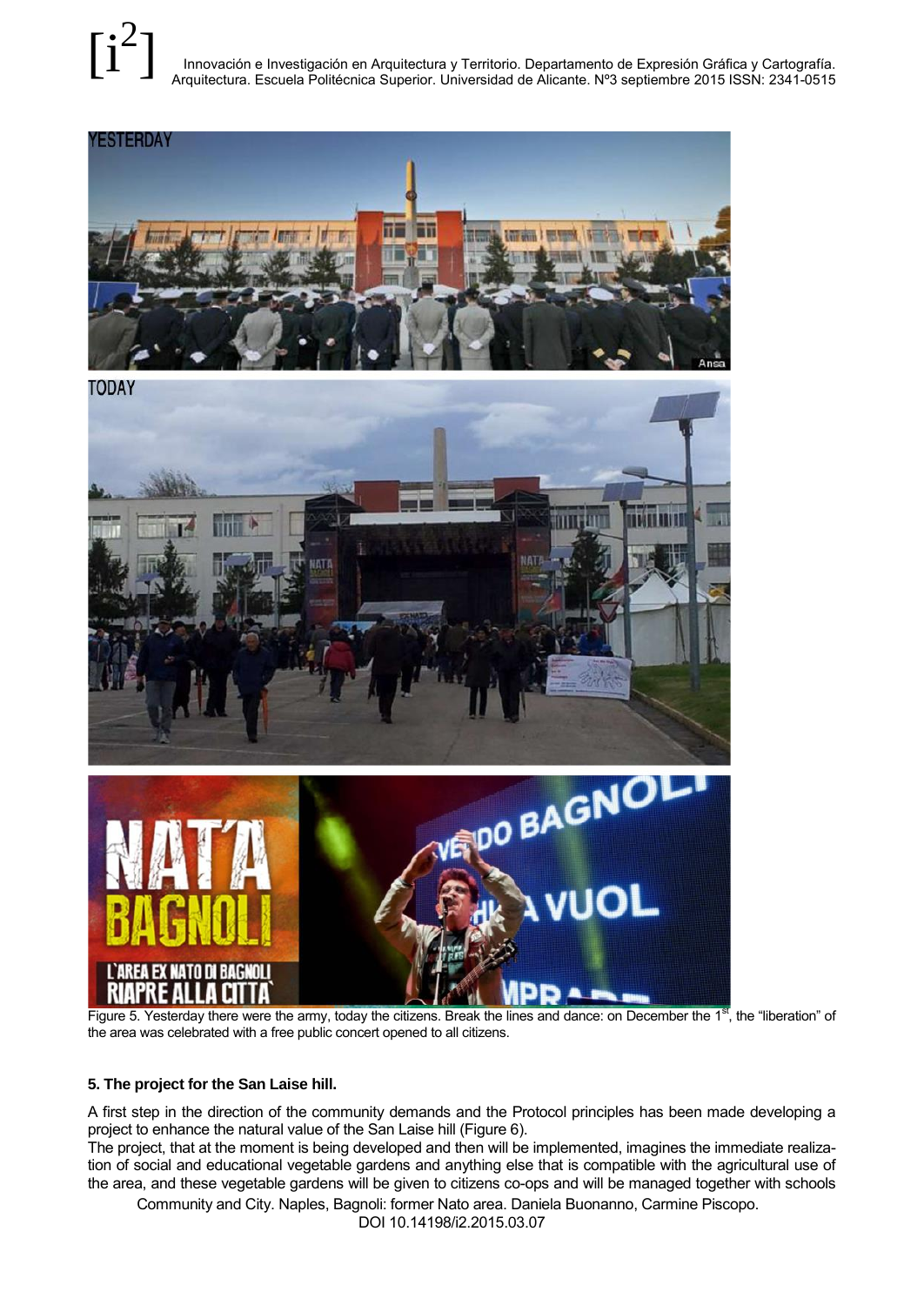Figure 5. Yesterday there were the army, today the citizens. Break the lines and dance: on December the 1[st], the "liberation" of the area was celebrated with a free public concert opened to all citizens.

**5. The project for the San Laise hill.**

A first step in the direction of the community demands and the Protocol principles has been made developing a project to enhance the natural value of the San Laise hill (Figure 6).

The project, that at the moment is being developed and then will be implemented, imagines the immediate realization of social and educational vegetable gardens and anything else that is compatible with the agricultural use of the area, and these vegetable gardens will be given to citizens co-ops and will be managed together with schools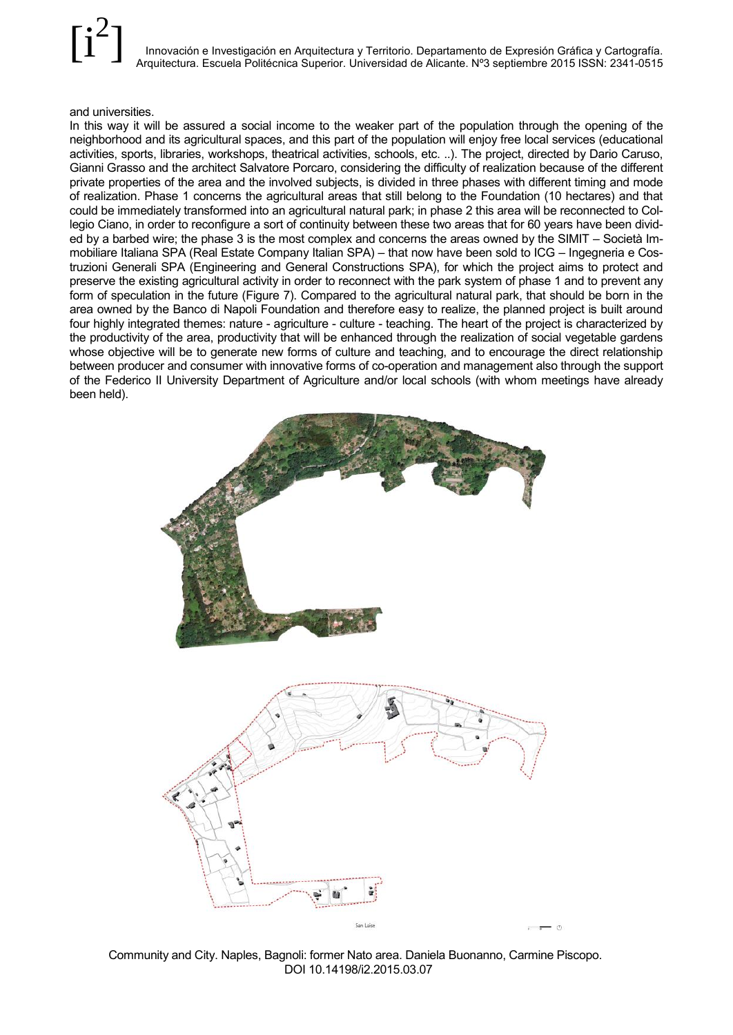and universities.

In this way it will be assured a social income to the weaker part of the population through the opening of the neighborhood and its agricultural spaces, and this part of the population will enjoy free local services (educational activities, sports, libraries, workshops, theatrical activities, schools, etc. ..). The project, directed by Dario Caruso, Gianni Grasso and the architect Salvatore Porcaro, considering the difficulty of realization because of the different private properties of the area and the involved subjects, is divided in three phases with different timing and mode of realization. Phase 1 concerns the agricultural areas that still belong to the Foundation (10 hectares) and that could be immediately transformed into an agricultural natural park; in phase 2 this area will be reconnected to Collegio Ciano, in order to reconfigure a sort of continuity between these two areas that for 60 years have been divided by a barbed wire; the phase 3 is the most complex and concerns the areas owned by the SIMIT – Società Immobiliare Italiana SPA (Real Estate Company Italian SPA) – that now have been sold to ICG – Ingegneria e Costruzioni Generali SPA (Engineering and General Constructions SPA), for which the project aims to protect and preserve the existing agricultural activity in order to reconnect with the park system of phase 1 and to prevent any form of speculation in the future (Figure 7). Compared to the agricultural natural park, that should be born in the area owned by the Banco di Napoli Foundation and therefore easy to realize, the planned project is built around four highly integrated themes: nature - agriculture - culture - teaching. The heart of the project is characterized by the productivity of the area, productivity that will be enhanced through the realization of social vegetable gardens whose objective will be to generate new forms of culture and teaching, and to encourage the direct relationship between producer and consumer with innovative forms of co-operation and management also through the support of the Federico II University Department of Agriculture and/or local schools (with whom meetings have already been held).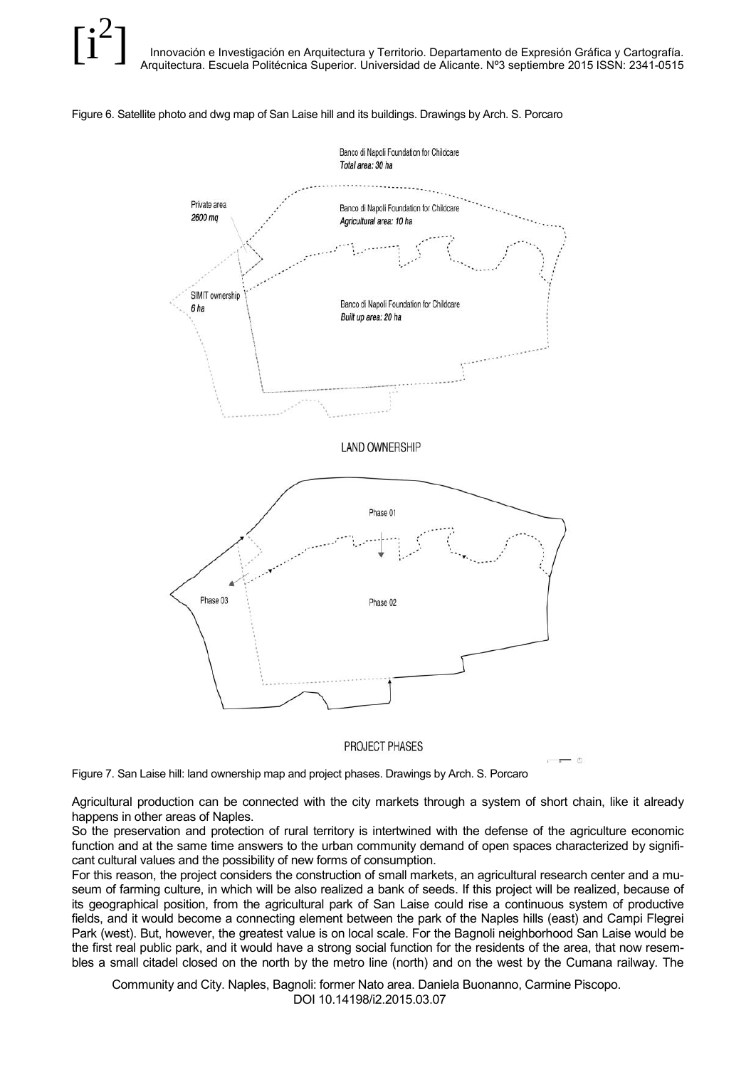Figure 6. Satellite photo and dwg map of San Laise hill and its buildings. Drawings by Arch. S. Porcaro

Figure 7. San Laise hill: land ownership map and project phases. Drawings by Arch. S. Porcaro

Agricultural production can be connected with the city markets through a system of short chain, like it already happens in other areas of Naples.

So the preservation and protection of rural territory is intertwined with the defense of the agriculture economic function and at the same time answers to the urban community demand of open spaces characterized by significant cultural values and the possibility of new forms of consumption.

For this reason, the project considers the construction of small markets, an agricultural research center and a museum of farming culture, in which will be also realized a bank of seeds. If this project will be realized, because of its geographical position, from the agricultural park of San Laise could rise a continuous system of productive fields, and it would become a connecting element between the park of the Naples hills (east) and Campi Flegrei Park (west). But, however, the greatest value is on local scale. For the Bagnoli neighborhood San Laise would be the first real public park, and it would have a strong social function for the residents of the area, that now resembles a small citadel closed on the north by the metro line (north) and on the west by the Cumana railway. The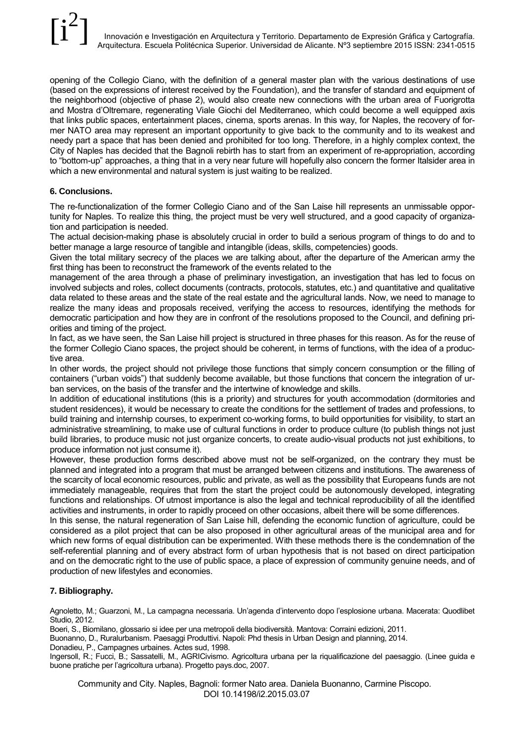opening of the Collegio Ciano, with the definition of a general master plan with the various destinations of use (based on the expressions of interest received by the Foundation), and the transfer of standard and equipment of the neighborhood (objective of phase 2), would also create new connections with the urban area of Fuorigrotta and Mostra d'Oltremare, regenerating Viale Giochi del Mediterraneo, which could become a well equipped axis that links public spaces, entertainment places, cinema, sports arenas. In this way, for Naples, the recovery of former NATO area may represent an important opportunity to give back to the community and to its weakest and needy part a space that has been denied and prohibited for too long. Therefore, in a highly complex context, the City of Naples has decided that the Bagnoli rebirth has to start from an experiment of re-appropriation, according to "bottom-up" approaches, a thing that in a very near future will hopefully also concern the former Italsider area in which a new environmental and natural system is just waiting to be realized.

### 6. Conclusions.

The re-functionalization of the former Collegio Ciano and of the San Laise hill represents an unmissable opportunity for Naples. To realize this thing, the project must be very well structured, and a good capacity of organization and participation is needed.

The actual decision-making phase is absolutely crucial in order to build a serious program of things to do and to better manage a large resource of tangible and intangible (ideas, skills, competencies) goods.

Given the total military secrecy of the places we are talking about, after the departure of the American army the first thing has been to reconstruct the framework of the events related to the management of the area through a phase of preliminary investigation, an investigation that has led to focus on involved subjects and roles, collect documents (contracts, protocols, statutes, etc.) and quantitative and qualitative data related to these areas and the state of the real estate and the agricultural lands. Now, we need to manage to realize the many ideas and proposals received, verifying the access to resources, identifying the methods for democratic participation and how they are in confront of the resolutions proposed to the Council, and defining priorities and timing of the project.

In fact, as we have seen, the San Laise hill project is structured in three phases for this reason. As for the reuse of the former Collegio Ciano spaces, the project should be coherent, in terms of functions, with the idea of a productive area.

In other words, the project should not privilege those functions that simply concern consumption or the filling of containers ("urban voids") that suddenly become available, but those functions that concern the integration of urban services, on the basis of the transfer and the intertwine of knowledge and skills.

In addition of educational institutions (this is a priority) and structures for youth accommodation (dormitories and student residences), it would be necessary to create the conditions for the settlement of trades and professions, to build training and internship courses, to experiment co-working forms, to build opportunities for visibility, to start an administrative streamlining, to make use of cultural functions in order to produce culture (to publish things not just build libraries, to produce music not just organize concerts, to create audio-visual products not just exhibitions, to produce information not just consume it).

However, these production forms described above must not be self-organized, on the contrary they must be planned and integrated into a program that must be arranged between citizens and institutions. The awareness of the scarcity of local economic resources, public and private, as well as the possibility that Europeans funds are not immediately manageable, requires that from the start the project could be autonomously developed, integrating functions and relationships. Of utmost importance is also the legal and technical reproducibility of all the identified activities and instruments, in order to rapidly proceed on other occasions, albeit there will be some differences.

In this sense, the natural regeneration of San Laise hill, defending the economic function of agriculture, could be considered as a pilot project that can be also proposed in other agricultural areas of the municipal area and for which new forms of equal distribution can be experimented. With these methods there is the condemnation of the self-referential planning and of every abstract form of urban hypothesis that is not based on direct participation and on the democratic right to the use of public space, a place of expression of community genuine needs, and of production of new lifestyles and economies.

### 7. Bibliography.

Agnoletto, M.; Guarzoni, M., La campagna necessaria. Un'agenda d'intervento dopo l'esplosione urbana. Macerata: Quodlibet Studio, 2012.

Boeri, S., Biomilano, glossario si idee per una metropoli della biodiversità. Mantova: Corraini edizioni, 2011.

Buonanno, D., Ruralurbanism. Paesaggi Produttivi. Napoli: Phd thesis in Urban Design and planning, 2014.

Donadieu, P., Campagnes urbaines. Actes sud, 1998.

Ingersoll, R.; Fucci, B.; Sassatelli, M., AGRICivismo. Agricoltura urbana per la riqualificazione del paesaggio. (Linee guida e buone pratiche per l'agricoltura urbana). Progetto pays.doc, 2007.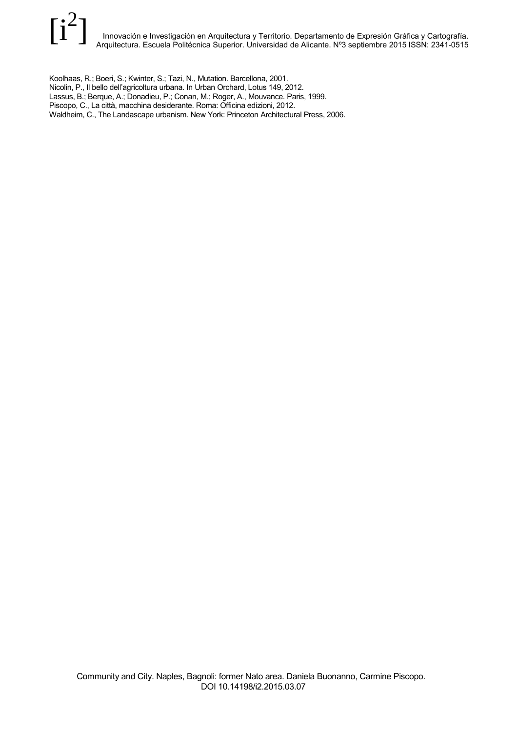Koolhaas, R.; Boeri, S.; Kwinter, S.; Tazi, N., Mutation. Barcellona, 2001.
Nicolin, P., Il bello dell'agricoltura urbana. In Urban Orchard, Lotus 149, 2012.
Lassus, B.; Berque, A.; Donadieu, P.; Conan, M.; Roger, A., Mouvance. Paris, 1999.
Piscopo, C., La città, macchina desiderante. Roma: Officina edizioni, 2012.
Waldheim, C., The Landascape urbanism. New York: Princeton Architectural Press, 2006.